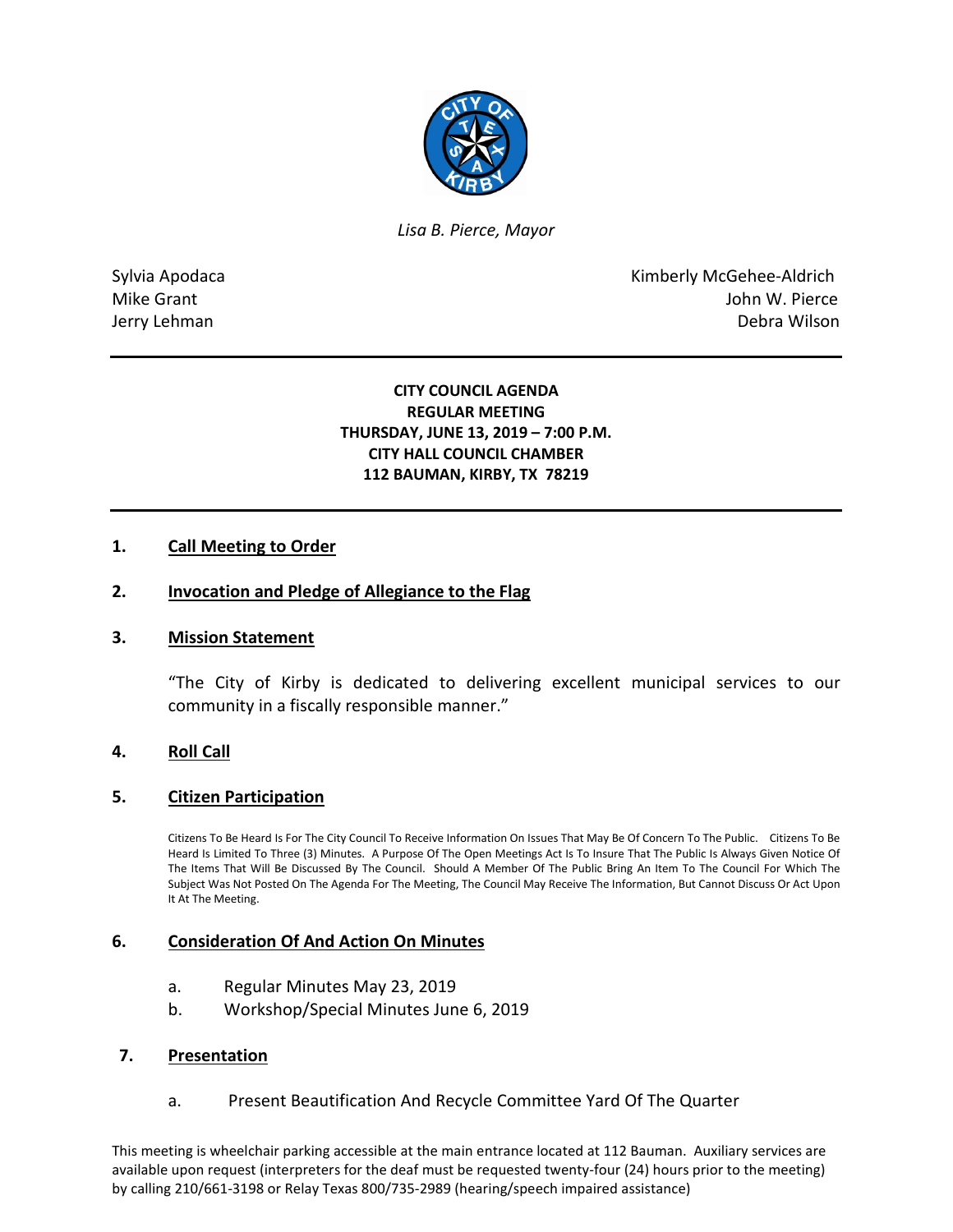*Lisa B. Pierce, Mayor*

Sylvia Apodaca
Mike Grant
Jerry Lehman

Kimberly McGehee-Aldrich
John W. Pierce
Debra Wilson

---

**CITY COUNCIL AGENDA**
**REGULAR MEETING**
**THURSDAY, JUNE 13, 2019 – 7:00 P.M.**
**CITY HALL COUNCIL CHAMBER**
**112 BAUMAN, KIRBY, TX 78219**

---

## 1. Call Meeting to Order

## 2. Invocation and Pledge of Allegiance to the Flag

## 3. Mission Statement

"The City of Kirby is dedicated to delivering excellent municipal services to our community in a fiscally responsible manner."

## 4. Roll Call

## 5. Citizen Participation

Citizens To Be Heard Is For The City Council To Receive Information On Issues That May Be Of Concern To The Public. Citizens To Be Heard Is Limited To Three (3) Minutes. A Purpose Of The Open Meetings Act Is To Insure That The Public Is Always Given Notice Of The Items That Will Be Discussed By The Council. Should A Member Of The Public Bring An Item To The Council For Which The Subject Was Not Posted On The Agenda For The Meeting, The Council May Receive The Information, But Cannot Discuss Or Act Upon It At The Meeting.

## 6. Consideration Of And Action On Minutes

a. Regular Minutes May 23, 2019
b. Workshop/Special Minutes June 6, 2019

## 7. Presentation

a. Present Beautification And Recycle Committee Yard Of The Quarter

This meeting is wheelchair parking accessible at the main entrance located at 112 Bauman. Auxiliary services are available upon request (interpreters for the deaf must be requested twenty-four (24) hours prior to the meeting) by calling 210/661-3198 or Relay Texas 800/735-2989 (hearing/speech impaired assistance)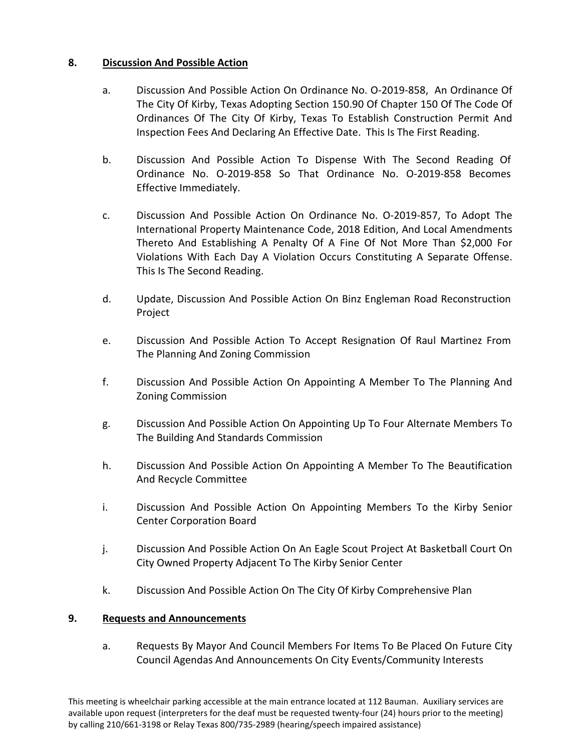## 8. Discussion And Possible Action

a. Discussion And Possible Action On Ordinance No. O-2019-858, An Ordinance Of The City Of Kirby, Texas Adopting Section 150.90 Of Chapter 150 Of The Code Of Ordinances Of The City Of Kirby, Texas To Establish Construction Permit And Inspection Fees And Declaring An Effective Date. This Is The First Reading.

b. Discussion And Possible Action To Dispense With The Second Reading Of Ordinance No. O-2019-858 So That Ordinance No. O-2019-858 Becomes Effective Immediately.

c. Discussion And Possible Action On Ordinance No. O-2019-857, To Adopt The International Property Maintenance Code, 2018 Edition, And Local Amendments Thereto And Establishing A Penalty Of A Fine Of Not More Than $2,000 For Violations With Each Day A Violation Occurs Constituting A Separate Offense. This Is The Second Reading.

d. Update, Discussion And Possible Action On Binz Engleman Road Reconstruction Project

e. Discussion And Possible Action To Accept Resignation Of Raul Martinez From The Planning And Zoning Commission

f. Discussion And Possible Action On Appointing A Member To The Planning And Zoning Commission

g. Discussion And Possible Action On Appointing Up To Four Alternate Members To The Building And Standards Commission

h. Discussion And Possible Action On Appointing A Member To The Beautification And Recycle Committee

i. Discussion And Possible Action On Appointing Members To the Kirby Senior Center Corporation Board

j. Discussion And Possible Action On An Eagle Scout Project At Basketball Court On City Owned Property Adjacent To The Kirby Senior Center

k. Discussion And Possible Action On The City Of Kirby Comprehensive Plan

## 9. Requests and Announcements

a. Requests By Mayor And Council Members For Items To Be Placed On Future City Council Agendas And Announcements On City Events/Community Interests

This meeting is wheelchair parking accessible at the main entrance located at 112 Bauman. Auxiliary services are available upon request (interpreters for the deaf must be requested twenty-four (24) hours prior to the meeting) by calling 210/661-3198 or Relay Texas 800/735-2989 (hearing/speech impaired assistance)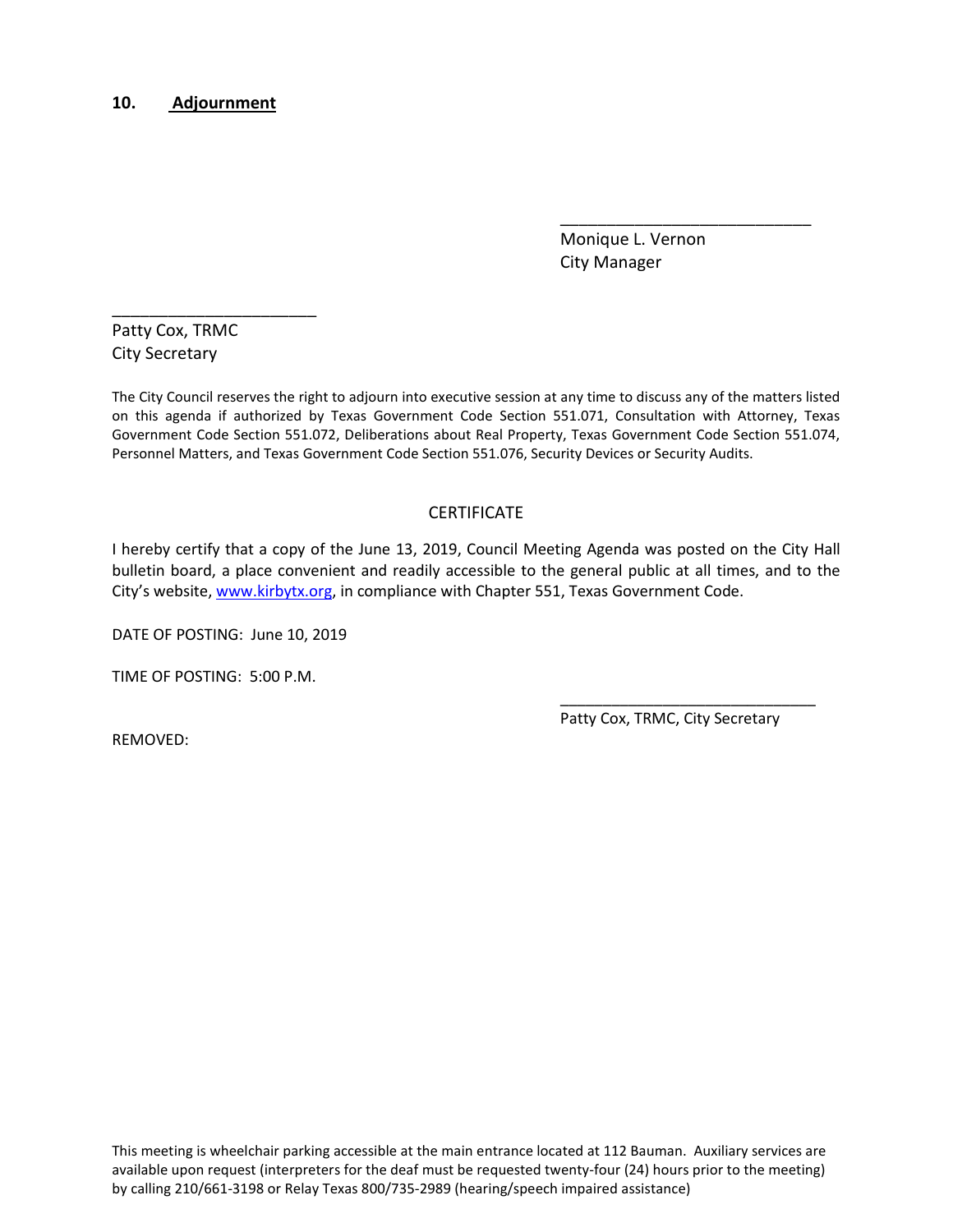**10. Adjournment**

\_\_\_\_\_\_\_\_\_\_\_\_\_\_\_\_\_\_\_\_\_\_\_\_\_\_\_\_\_
Monique L. Vernon
City Manager

\_\_\_\_\_\_\_\_\_\_\_\_\_\_\_\_\_\_\_\_\_\_\_\_
Patty Cox, TRMC
City Secretary

The City Council reserves the right to adjourn into executive session at any time to discuss any of the matters listed on this agenda if authorized by Texas Government Code Section 551.071, Consultation with Attorney, Texas Government Code Section 551.072, Deliberations about Real Property, Texas Government Code Section 551.074, Personnel Matters, and Texas Government Code Section 551.076, Security Devices or Security Audits.

CERTIFICATE

I hereby certify that a copy of the June 13, 2019, Council Meeting Agenda was posted on the City Hall bulletin board, a place convenient and readily accessible to the general public at all times, and to the City's website, www.kirbytx.org, in compliance with Chapter 551, Texas Government Code.

DATE OF POSTING: June 10, 2019

TIME OF POSTING: 5:00 P.M.

\_\_\_\_\_\_\_\_\_\_\_\_\_\_\_\_\_\_\_\_\_\_\_\_\_\_\_\_\_\_
Patty Cox, TRMC, City Secretary

REMOVED:

This meeting is wheelchair parking accessible at the main entrance located at 112 Bauman. Auxiliary services are available upon request (interpreters for the deaf must be requested twenty-four (24) hours prior to the meeting) by calling 210/661-3198 or Relay Texas 800/735-2989 (hearing/speech impaired assistance)